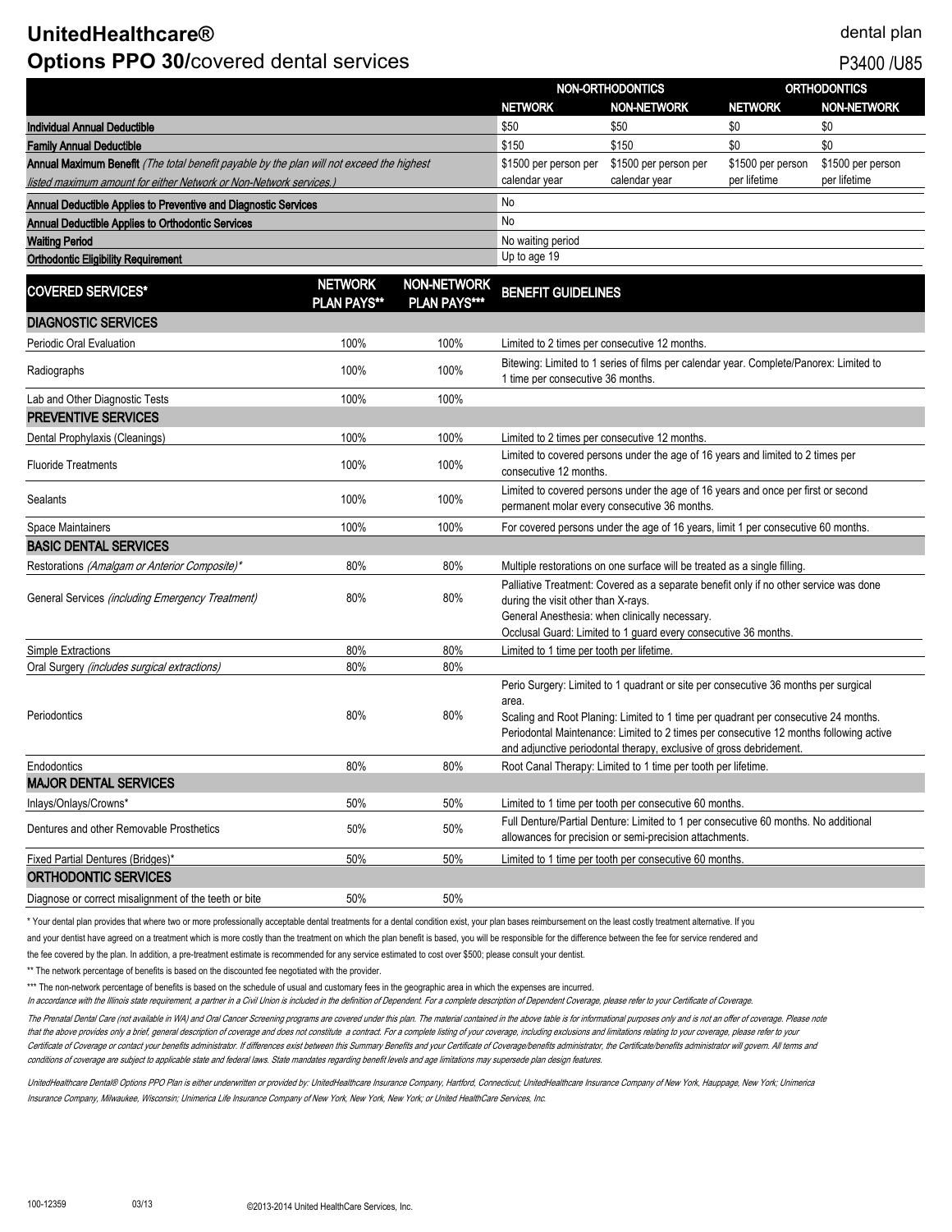# UnitedHealthcare®

dental plan

## Options PPO 30/covered dental services

P3400 /U85

| | NON-ORTHODONTICS | | ORTHODONTICS | |
|---|---|---|---|---|
| | NETWORK | NON-NETWORK | NETWORK | NON-NETWORK |
| **Individual Annual Deductible** | $50 | $50 | $0 | $0 |
| **Family Annual Deductible** | $150 | $150 | $0 | $0 |
| **Annual Maximum Benefit** *(The total benefit payable by the plan will not exceed the highest listed maximum amount for either Network or Non-Network services.)* | $1500 per person per calendar year | $1500 per person per calendar year | $1500 per person per lifetime | $1500 per person per lifetime |
| **Annual Deductible Applies to Preventive and Diagnostic Services** | No | | | |
| **Annual Deductible Applies to Orthodontic Services** | No | | | |
| **Waiting Period** | No waiting period | | | |
| **Orthodontic Eligibility Requirement** | Up to age 19 | | | |

| COVERED SERVICES* | NETWORK PLAN PAYS** | NON-NETWORK PLAN PAYS*** | BENEFIT GUIDELINES |
|---|---|---|---|
| **DIAGNOSTIC SERVICES** | | | |
| Periodic Oral Evaluation | 100% | 100% | Limited to 2 times per consecutive 12 months. |
| Radiographs | 100% | 100% | Bitewing: Limited to 1 series of films per calendar year. Complete/Panorex: Limited to 1 time per consecutive 36 months. |
| Lab and Other Diagnostic Tests | 100% | 100% | |
| **PREVENTIVE SERVICES** | | | |
| Dental Prophylaxis (Cleanings) | 100% | 100% | Limited to 2 times per consecutive 12 months. |
| Fluoride Treatments | 100% | 100% | Limited to covered persons under the age of 16 years and limited to 2 times per consecutive 12 months. |
| Sealants | 100% | 100% | Limited to covered persons under the age of 16 years and once per first or second permanent molar every consecutive 36 months. |
| Space Maintainers | 100% | 100% | For covered persons under the age of 16 years, limit 1 per consecutive 60 months. |
| **BASIC DENTAL SERVICES** | | | |
| Restorations *(Amalgam or Anterior Composite)** | 80% | 80% | Multiple restorations on one surface will be treated as a single filling. |
| General Services *(including Emergency Treatment)* | 80% | 80% | Palliative Treatment: Covered as a separate benefit only if no other service was done during the visit other than X-rays. General Anesthesia: when clinically necessary. Occlusal Guard: Limited to 1 guard every consecutive 36 months. |
| Simple Extractions | 80% | 80% | Limited to 1 time per tooth per lifetime. |
| Oral Surgery *(includes surgical extractions)* | 80% | 80% | |
| Periodontics | 80% | 80% | Perio Surgery: Limited to 1 quadrant or site per consecutive 36 months per surgical area. Scaling and Root Planing: Limited to 1 time per quadrant per consecutive 24 months. Periodontal Maintenance: Limited to 2 times per consecutive 12 months following active and adjunctive periodontal therapy, exclusive of gross debridement. |
| Endodontics | 80% | 80% | Root Canal Therapy: Limited to 1 time per tooth per lifetime. |
| **MAJOR DENTAL SERVICES** | | | |
| Inlays/Onlays/Crowns* | 50% | 50% | Limited to 1 time per tooth per consecutive 60 months. |
| Dentures and other Removable Prosthetics | 50% | 50% | Full Denture/Partial Denture: Limited to 1 per consecutive 60 months. No additional allowances for precision or semi-precision attachments. |
| Fixed Partial Dentures (Bridges)* | 50% | 50% | Limited to 1 time per tooth per consecutive 60 months. |
| **ORTHODONTIC SERVICES** | | | |
| Diagnose or correct misalignment of the teeth or bite | 50% | 50% | |

* Your dental plan provides that where two or more professionally acceptable dental treatments for a dental condition exist, your plan bases reimbursement on the least costly treatment alternative. If you and your dentist have agreed on a treatment which is more costly than the treatment on which the plan benefit is based, you will be responsible for the difference between the fee for service rendered and the fee covered by the plan. In addition, a pre-treatment estimate is recommended for any service estimated to cost over $500; please consult your dentist.

** The network percentage of benefits is based on the discounted fee negotiated with the provider.

*** The non-network percentage of benefits is based on the schedule of usual and customary fees in the geographic area in which the expenses are incurred.

*In accordance with the Illinois state requirement, a partner in a Civil Union is included in the definition of Dependent. For a complete description of Dependent Coverage, please refer to your Certificate of Coverage.*

*The Prenatal Dental Care (not available in WA) and Oral Cancer Screening programs are covered under this plan. The material contained in the above table is for informational purposes only and is not an offer of coverage. Please note that the above provides only a brief, general description of coverage and does not constitute a contract. For a complete listing of your coverage, including exclusions and limitations relating to your coverage, please refer to your Certificate of Coverage or contact your benefits administrator. If differences exist between this Summary Benefits and your Certificate of Coverage/benefits administrator, the Certificate/benefits administrator will govern. All terms and conditions of coverage are subject to applicable state and federal laws. State mandates regarding benefit levels and age limitations may supersede plan design features.*

*UnitedHealthcare Dental® Options PPO Plan is either underwritten or provided by: UnitedHealthcare Insurance Company, Hartford, Connecticut; UnitedHealthcare Insurance Company of New York, Hauppage, New York; Unimerica Insurance Company, Milwaukee, Wisconsin; Unimerica Life Insurance Company of New York, New York, New York; or United HealthCare Services, Inc.*

100-12359 03/13 ©2013-2014 United HealthCare Services, Inc.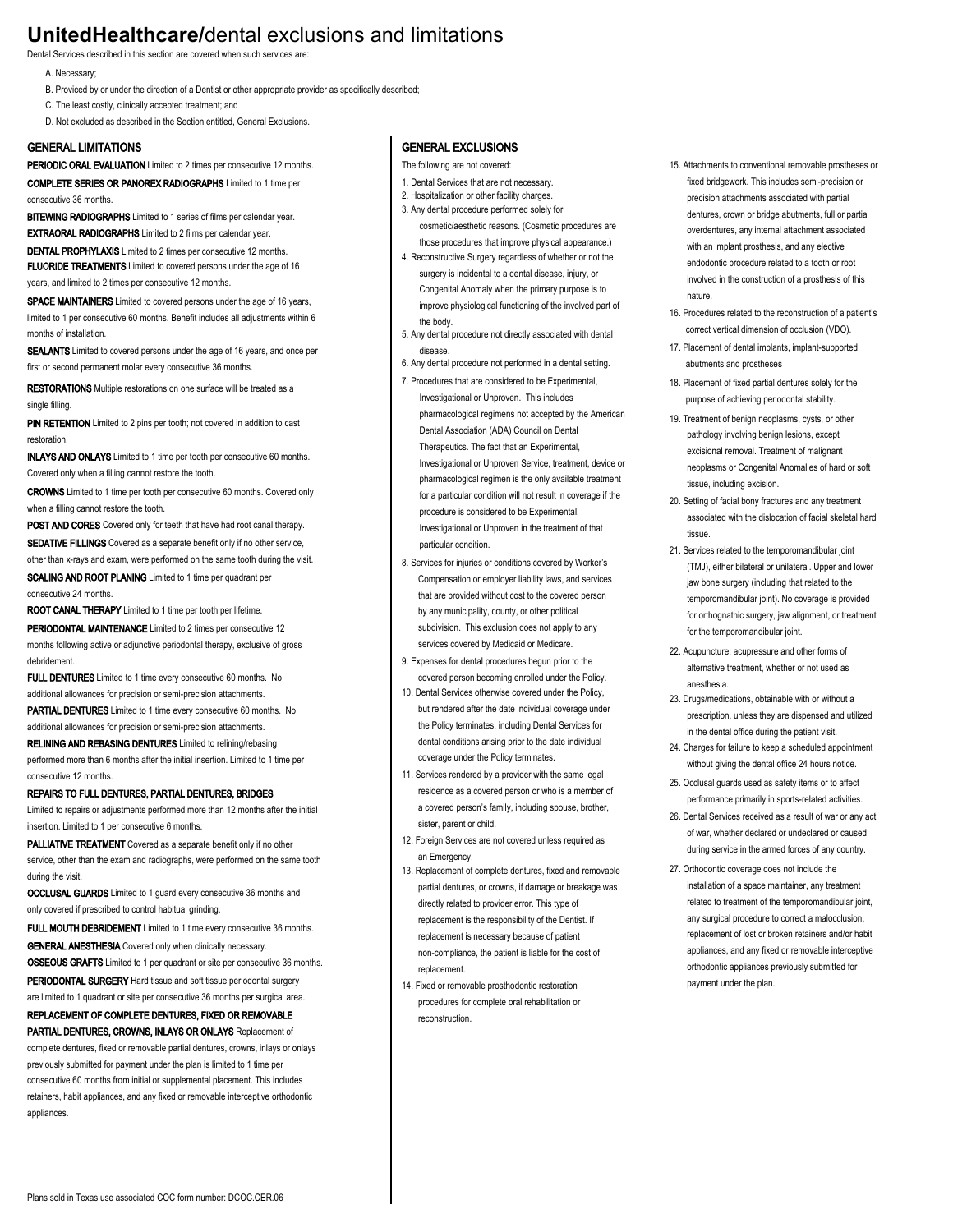# **UnitedHealthcare/**dental exclusions and limitations

Dental Services described in this section are covered when such services are:

A. Necessary;

B. Provided by or under the direction of a Dentist or other appropriate provider as specifically described;

C. The least costly, clinically accepted treatment; and

D. Not excluded as described in the Section entitled, General Exclusions.

## GENERAL LIMITATIONS

**PERIODIC ORAL EVALUATION** Limited to 2 times per consecutive 12 months.

**COMPLETE SERIES OR PANOREX RADIOGRAPHS** Limited to 1 time per consecutive 36 months.

**BITEWING RADIOGRAPHS** Limited to 1 series of films per calendar year.

**EXTRAORAL RADIOGRAPHS** Limited to 2 films per calendar year.

**DENTAL PROPHYLAXIS** Limited to 2 times per consecutive 12 months.

**FLUORIDE TREATMENTS** Limited to covered persons under the age of 16 years, and limited to 2 times per consecutive 12 months.

**SPACE MAINTAINERS** Limited to covered persons under the age of 16 years, limited to 1 per consecutive 60 months. Benefit includes all adjustments within 6 months of installation.

**SEALANTS** Limited to covered persons under the age of 16 years, and once per first or second permanent molar every consecutive 36 months.

**RESTORATIONS** Multiple restorations on one surface will be treated as a single filling.

**PIN RETENTION** Limited to 2 pins per tooth; not covered in addition to cast restoration.

**INLAYS AND ONLAYS** Limited to 1 time per tooth per consecutive 60 months. Covered only when a filling cannot restore the tooth.

**CROWNS** Limited to 1 time per tooth per consecutive 60 months. Covered only when a filling cannot restore the tooth.

**POST AND CORES** Covered only for teeth that have had root canal therapy.

**SEDATIVE FILLINGS** Covered as a separate benefit only if no other service, other than x-rays and exam, were performed on the same tooth during the visit.

**SCALING AND ROOT PLANING** Limited to 1 time per quadrant per consecutive 24 months.

**ROOT CANAL THERAPY** Limited to 1 time per tooth per lifetime.

**PERIODONTAL MAINTENANCE** Limited to 2 times per consecutive 12 months following active or adjunctive periodontal therapy, exclusive of gross debridement.

**FULL DENTURES** Limited to 1 time every consecutive 60 months. No additional allowances for precision or semi-precision attachments.

**PARTIAL DENTURES** Limited to 1 time every consecutive 60 months. No additional allowances for precision or semi-precision attachments.

**RELINING AND REBASING DENTURES** Limited to relining/rebasing performed more than 6 months after the initial insertion. Limited to 1 time per consecutive 12 months.

**REPAIRS TO FULL DENTURES, PARTIAL DENTURES, BRIDGES**
Limited to repairs or adjustments performed more than 12 months after the initial insertion. Limited to 1 per consecutive 6 months.

**PALLIATIVE TREATMENT** Covered as a separate benefit only if no other service, other than the exam and radiographs, were performed on the same tooth during the visit.

**OCCLUSAL GUARDS** Limited to 1 guard every consecutive 36 months and only covered if prescribed to control habitual grinding.

**FULL MOUTH DEBRIDEMENT** Limited to 1 time every consecutive 36 months.

**GENERAL ANESTHESIA** Covered only when clinically necessary.

**OSSEOUS GRAFTS** Limited to 1 per quadrant or site per consecutive 36 months.

**PERIODONTAL SURGERY** Hard tissue and soft tissue periodontal surgery are limited to 1 quadrant or site per consecutive 36 months per surgical area.

**REPLACEMENT OF COMPLETE DENTURES, FIXED OR REMOVABLE PARTIAL DENTURES, CROWNS, INLAYS OR ONLAYS** Replacement of complete dentures, fixed or removable partial dentures, crowns, inlays or onlays previously submitted for payment under the plan is limited to 1 time per consecutive 60 months from initial or supplemental placement. This includes retainers, habit appliances, and any fixed or removable interceptive orthodontic appliances.

## GENERAL EXCLUSIONS

The following are not covered:

1. Dental Services that are not necessary.
2. Hospitalization or other facility charges.
3. Any dental procedure performed solely for cosmetic/aesthetic reasons. (Cosmetic procedures are those procedures that improve physical appearance.)
4. Reconstructive Surgery regardless of whether or not the surgery is incidental to a dental disease, injury, or Congenital Anomaly when the primary purpose is to improve physiological functioning of the involved part of the body.
5. Any dental procedure not directly associated with dental disease.
6. Any dental procedure not performed in a dental setting.
7. Procedures that are considered to be Experimental, Investigational or Unproven. This includes pharmacological regimens not accepted by the American Dental Association (ADA) Council on Dental Therapeutics. The fact that an Experimental, Investigational or Unproven Service, treatment, device or pharmacological regimen is the only available treatment for a particular condition will not result in coverage if the procedure is considered to be Experimental, Investigational or Unproven in the treatment of that particular condition.
8. Services for injuries or conditions covered by Worker's Compensation or employer liability laws, and services that are provided without cost to the covered person by any municipality, county, or other political subdivision. This exclusion does not apply to any services covered by Medicaid or Medicare.
9. Expenses for dental procedures begun prior to the covered person becoming enrolled under the Policy.
10. Dental Services otherwise covered under the Policy, but rendered after the date individual coverage under the Policy terminates, including Dental Services for dental conditions arising prior to the date individual coverage under the Policy terminates.
11. Services rendered by a provider with the same legal residence as a covered person or who is a member of a covered person's family, including spouse, brother, sister, parent or child.
12. Foreign Services are not covered unless required as an Emergency.
13. Replacement of complete dentures, fixed and removable partial dentures, or crowns, if damage or breakage was directly related to provider error. This type of replacement is the responsibility of the Dentist. If replacement is necessary because of patient non-compliance, the patient is liable for the cost of replacement.
14. Fixed or removable prosthodontic restoration procedures for complete oral rehabilitation or reconstruction.
15. Attachments to conventional removable prostheses or fixed bridgework. This includes semi-precision or precision attachments associated with partial dentures, crown or bridge abutments, full or partial overdentures, any internal attachment associated with an implant prosthesis, and any elective endodontic procedure related to a tooth or root involved in the construction of a prosthesis of this nature.
16. Procedures related to the reconstruction of a patient's correct vertical dimension of occlusion (VDO).
17. Placement of dental implants, implant-supported abutments and prostheses
18. Placement of fixed partial dentures solely for the purpose of achieving periodontal stability.
19. Treatment of benign neoplasms, cysts, or other pathology involving benign lesions, except excisional removal. Treatment of malignant neoplasms or Congenital Anomalies of hard or soft tissue, including excision.
20. Setting of facial bony fractures and any treatment associated with the dislocation of facial skeletal hard tissue.
21. Services related to the temporomandibular joint (TMJ), either bilateral or unilateral. Upper and lower jaw bone surgery (including that related to the temporomandibular joint). No coverage is provided for orthognathic surgery, jaw alignment, or treatment for the temporomandibular joint.
22. Acupuncture; acupressure and other forms of alternative treatment, whether or not used as anesthesia.
23. Drugs/medications, obtainable with or without a prescription, unless they are dispensed and utilized in the dental office during the patient visit.
24. Charges for failure to keep a scheduled appointment without giving the dental office 24 hours notice.
25. Occlusal guards used as safety items or to affect performance primarily in sports-related activities.
26. Dental Services received as a result of war or any act of war, whether declared or undeclared or caused during service in the armed forces of any country.
27. Orthodontic coverage does not include the installation of a space maintainer, any treatment related to treatment of the temporomandibular joint, any surgical procedure to correct a malocclusion, replacement of lost or broken retainers and/or habit appliances, and any fixed or removable interceptive orthodontic appliances previously submitted for payment under the plan.

Plans sold in Texas use associated COC form number: DCOC.CER.06